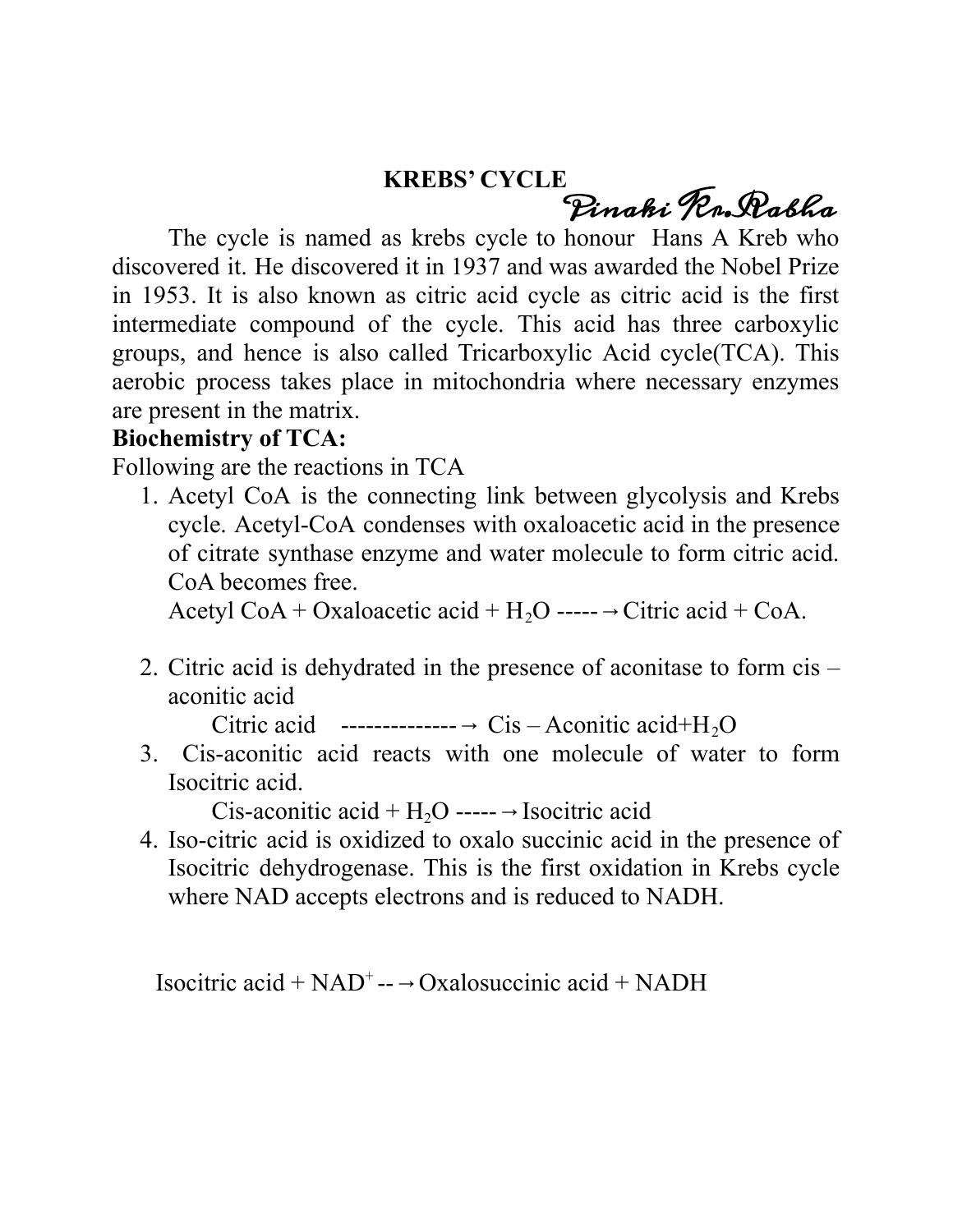# KREBS' CYCLE

*Pinaki Kr. Rabha*

The cycle is named as krebs cycle to honour Hans A Kreb who discovered it. He discovered it in 1937 and was awarded the Nobel Prize in 1953. It is also known as citric acid cycle as citric acid is the first intermediate compound of the cycle. This acid has three carboxylic groups, and hence is also called Tricarboxylic Acid cycle(TCA). This aerobic process takes place in mitochondria where necessary enzymes are present in the matrix.

**Biochemistry of TCA:**

Following are the reactions in TCA

1. Acetyl CoA is the connecting link between glycolysis and Krebs cycle. Acetyl-CoA condenses with oxaloacetic acid in the presence of citrate synthase enzyme and water molecule to form citric acid. CoA becomes free.

   Acetyl CoA + Oxaloacetic acid + $H_2O$ -----→Citric acid + CoA.

2. Citric acid is dehydrated in the presence of aconitase to form cis – aconitic acid

   Citric acid --------------→ Cis – Aconitic acid+$H_2O$

3. Cis-aconitic acid reacts with one molecule of water to form Isocitric acid.

   Cis-aconitic acid + $H_2O$ -----→Isocitric acid

4. Iso-citric acid is oxidized to oxalo succinic acid in the presence of Isocitric dehydrogenase. This is the first oxidation in Krebs cycle where NAD accepts electrons and is reduced to NADH.

   Isocitric acid + $NAD^+$ --→Oxalosuccinic acid + NADH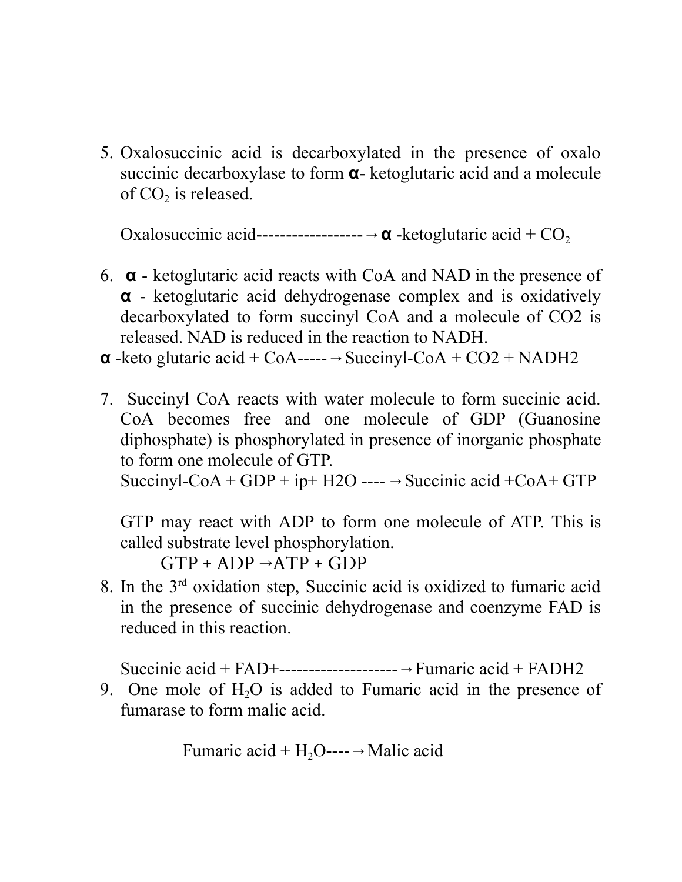5. Oxalosuccinic acid is decarboxylated in the presence of oxalo succinic decarboxylase to form **α**- ketoglutaric acid and a molecule of $CO_2$ is released.

   Oxalosuccinic acid------------------→**α** -ketoglutaric acid + $CO_2$

6. **α** - ketoglutaric acid reacts with CoA and NAD in the presence of **α** - ketoglutaric acid dehydrogenase complex and is oxidatively decarboxylated to form succinyl CoA and a molecule of CO2 is released. NAD is reduced in the reaction to NADH.

**α** -keto glutaric acid + CoA-----→Succinyl-CoA + CO2 + NADH2

7. Succinyl CoA reacts with water molecule to form succinic acid. CoA becomes free and one molecule of GDP (Guanosine diphosphate) is phosphorylated in presence of inorganic phosphate to form one molecule of GTP.

   Succinyl-CoA + GDP + ip+ H2O ----→Succinic acid +CoA+ GTP

   GTP may react with ADP to form one molecule of ATP. This is called substrate level phosphorylation.

   GTP + ADP →ATP + GDP

8. In the 3rd oxidation step, Succinic acid is oxidized to fumaric acid in the presence of succinic dehydrogenase and coenzyme FAD is reduced in this reaction.

   Succinic acid + FAD+--------------------→Fumaric acid + FADH2

9. One mole of $H_2O$ is added to Fumaric acid in the presence of fumarase to form malic acid.

   Fumaric acid + $H_2O$----→Malic acid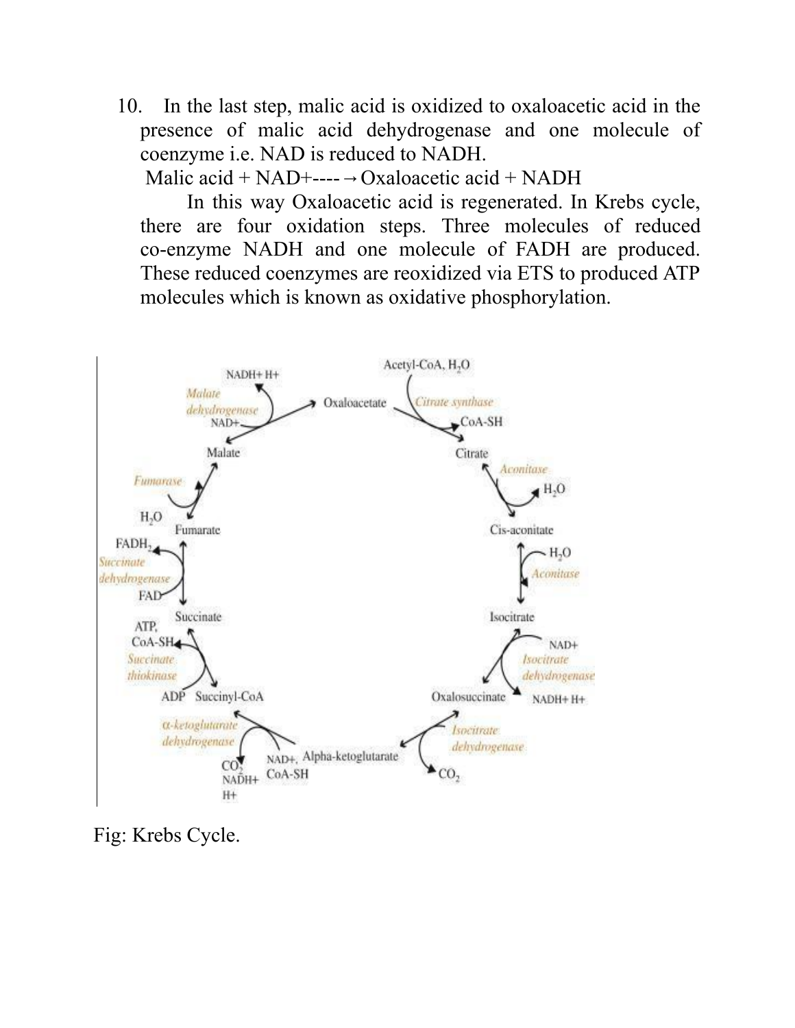10. In the last step, malic acid is oxidized to oxaloacetic acid in the presence of malic acid dehydrogenase and one molecule of coenzyme i.e. NAD is reduced to NADH.

    Malic acid + NAD+----→Oxaloacetic acid + NADH

    In this way Oxaloacetic acid is regenerated. In Krebs cycle, there are four oxidation steps. Three molecules of reduced co-enzyme NADH and one molecule of FADH are produced. These reduced coenzymes are reoxidized via ETS to produced ATP molecules which is known as oxidative phosphorylation.

Acetyl-CoA, $H_2O$
Citrate synthase
CoA-SH
Citrate
Aconitase
$H_2O$
Cis-aconitate
$H_2O$
Aconitase
Isocitrate
NAD+
Isocitrate dehydrogenase
NADH+ H+
Oxalosuccinate
Isocitrate dehydrogenase
$CO_2$
Alpha-ketoglutarate
NAD+, CoA-SH
α-ketoglutarate dehydrogenase
$CO_2$
NADH+ H+
Succinyl-CoA
ADP
Succinate thiokinase
ATP, CoA-SH
Succinate
FAD
Succinate dehydrogenase
$FADH_2$
Fumarate
$H_2O$
Fumarase
Malate
NAD+
Malate dehydrogenase
NADH+ H+
Oxaloacetate

Fig: Krebs Cycle.